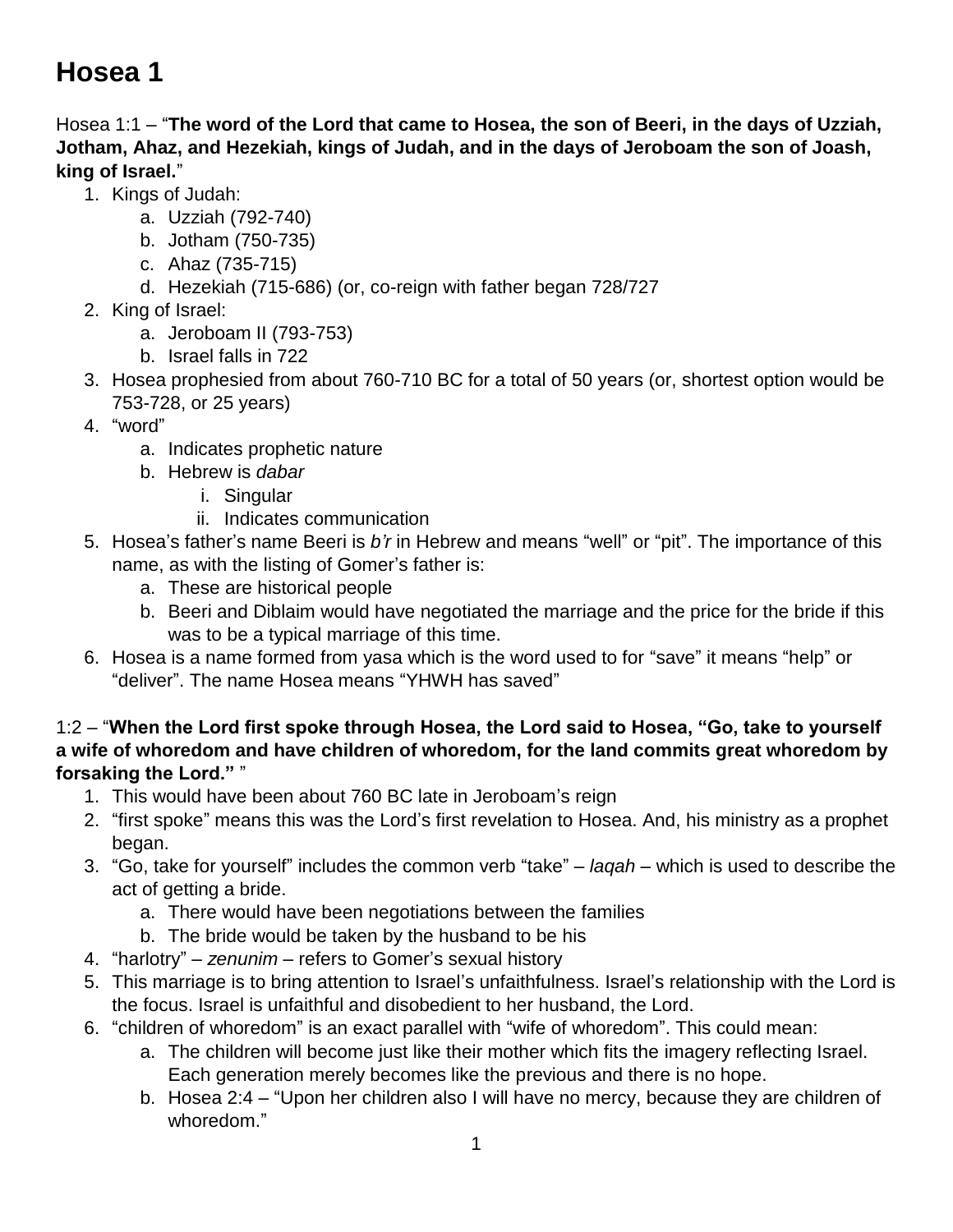# Hosea 1

Hosea 1:1 – "**The word of the Lord that came to Hosea, the son of Beeri, in the days of Uzziah, Jotham, Ahaz, and Hezekiah, kings of Judah, and in the days of Jeroboam the son of Joash, king of Israel.**"

1. Kings of Judah:
    a. Uzziah (792-740)
    b. Jotham (750-735)
    c. Ahaz (735-715)
    d. Hezekiah (715-686) (or, co-reign with father began 728/727
2. King of Israel:
    a. Jeroboam II (793-753)
    b. Israel falls in 722
3. Hosea prophesied from about 760-710 BC for a total of 50 years (or, shortest option would be 753-728, or 25 years)
4. "word"
    a. Indicates prophetic nature
    b. Hebrew is *dabar*
        i. Singular
        ii. Indicates communication
5. Hosea's father's name Beeri is *b'r* in Hebrew and means "well" or "pit". The importance of this name, as with the listing of Gomer's father is:
    a. These are historical people
    b. Beeri and Diblaim would have negotiated the marriage and the price for the bride if this was to be a typical marriage of this time.
6. Hosea is a name formed from yasa which is the word used to for "save" it means "help" or "deliver". The name Hosea means "YHWH has saved"

1:2 – "**When the Lord first spoke through Hosea, the Lord said to Hosea, "Go, take to yourself a wife of whoredom and have children of whoredom, for the land commits great whoredom by forsaking the Lord."** "

1. This would have been about 760 BC late in Jeroboam's reign
2. "first spoke" means this was the Lord's first revelation to Hosea. And, his ministry as a prophet began.
3. "Go, take for yourself" includes the common verb "take" – *laqah* – which is used to describe the act of getting a bride.
    a. There would have been negotiations between the families
    b. The bride would be taken by the husband to be his
4. "harlotry" – *zenunim* – refers to Gomer's sexual history
5. This marriage is to bring attention to Israel's unfaithfulness. Israel's relationship with the Lord is the focus. Israel is unfaithful and disobedient to her husband, the Lord.
6. "children of whoredom" is an exact parallel with "wife of whoredom". This could mean:
    a. The children will become just like their mother which fits the imagery reflecting Israel. Each generation merely becomes like the previous and there is no hope.
    b. Hosea 2:4 – "Upon her children also I will have no mercy, because they are children of whoredom."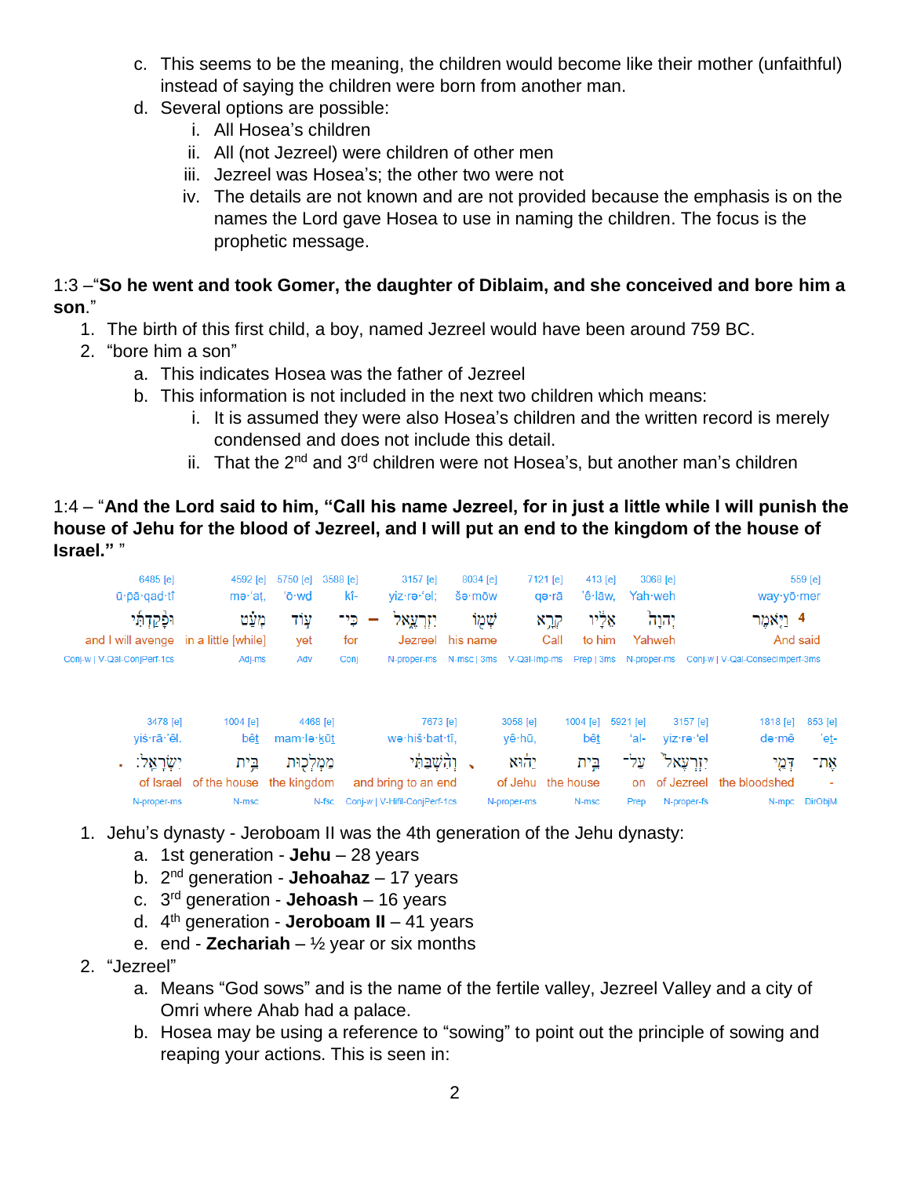c. This seems to be the meaning, the children would become like their mother (unfaithful) instead of saying the children were born from another man.

d. Several options are possible:

   i. All Hosea's children

   ii. All (not Jezreel) were children of other men

   iii. Jezreel was Hosea's; the other two were not

   iv. The details are not known and are not provided because the emphasis is on the names the Lord gave Hosea to use in naming the children. The focus is the prophetic message.

1:3 –"**So he went and took Gomer, the daughter of Diblaim, and she conceived and bore him a son**."

1. The birth of this first child, a boy, named Jezreel would have been around 759 BC.
2. "bore him a son"
   a. This indicates Hosea was the father of Jezreel
   b. This information is not included in the next two children which means:
      i. It is assumed they were also Hosea's children and the written record is merely condensed and does not include this detail.
      ii. That the 2nd and 3rd children were not Hosea's, but another man's children

1:4 – "**And the Lord said to him, "Call his name Jezreel, for in just a little while I will punish the house of Jehu for the blood of Jezreel, and I will put an end to the kingdom of the house of Israel."** "

| 6485 [e] | 4592 [e] | 5750 [e] | 3588 [e] | 3157 [e] | 8034 [e] | 7121 [e] | 413 [e] | 3068 [e] | 559 [e] |
|---|---|---|---|---|---|---|---|---|---|
| ū·pā·qad·tî | mə·'aṭ, | 'ō·wḏ | kî- | yiz·rə·'el; | šə·mōw | qə·rā | 'ê·lāw, | Yah·weh | way·yō·mer |
| וּפָקַדְתִּ֞י | מְעַ֗ט | ע֣וֹד | כִּי־ | יִזְרְעֶ֑אל | שְׁמ֖וֹ | קְרָ֥א | אֵלָ֔יו | יְהוָה֙ | וַיֹּ֤אמֶר 4 |
| and I will avenge | in a little [while] | yet | for | Jezreel | his name | Call | to him | Yahweh | And said |
| Conj-w \| V-Qal-ConjPerf-1cs | Adj-ms | Adv | Conj | N-proper-ms | N-msc \| 3ms | V-Qal-Imp-ms | Prep \| 3ms | N-proper-ms | Conj-w \| V-Qal-ConsecImperf-3ms |

| 3478 [e] | 1004 [e] | 4468 [e] | 7673 [e] | 3058 [e] | 1004 [e] | 5921 [e] | 3157 [e] | 1818 [e] | 853 [e] |
|---|---|---|---|---|---|---|---|---|---|
| yiś·rā·'êl. | bêṯ | mam·lə·ḵūṯ | wə·hiš·bat·tî, | yê·hū, | bêṯ | 'al- | yiz·rə·'el | də·mê | 'eṯ- |
| יִשְׂרָאֵֽל׃ | בֵּ֥ית | מַמְלְכ֖וּת | וְהִ֨שְׁבַּתִּ֔י | יֵה֑וּא | בֵּ֣ית | עַל־ | יִזְרְעֶאל֙ | דְּמֵ֤י | אֶת־ |
| of Israel | of the house | the kingdom | and bring to an end | of Jehu | the house | on | of Jezreel | the bloodshed | - |
| N-proper-ms | N-msc | N-fsc | Conj-w \| V-Hifil-ConjPerf-1cs | N-proper-ms | N-msc | Prep | N-proper-fs | N-mpc | DirObjM |

1. Jehu's dynasty - Jeroboam II was the 4th generation of the Jehu dynasty:
   a. 1st generation - **Jehu** – 28 years
   b. 2nd generation - **Jehoahaz** – 17 years
   c. 3rd generation - **Jehoash** – 16 years
   d. 4th generation - **Jeroboam II** – 41 years
   e. end - **Zechariah** – ½ year or six months
2. "Jezreel"
   a. Means "God sows" and is the name of the fertile valley, Jezreel Valley and a city of Omri where Ahab had a palace.
   b. Hosea may be using a reference to "sowing" to point out the principle of sowing and reaping your actions. This is seen in: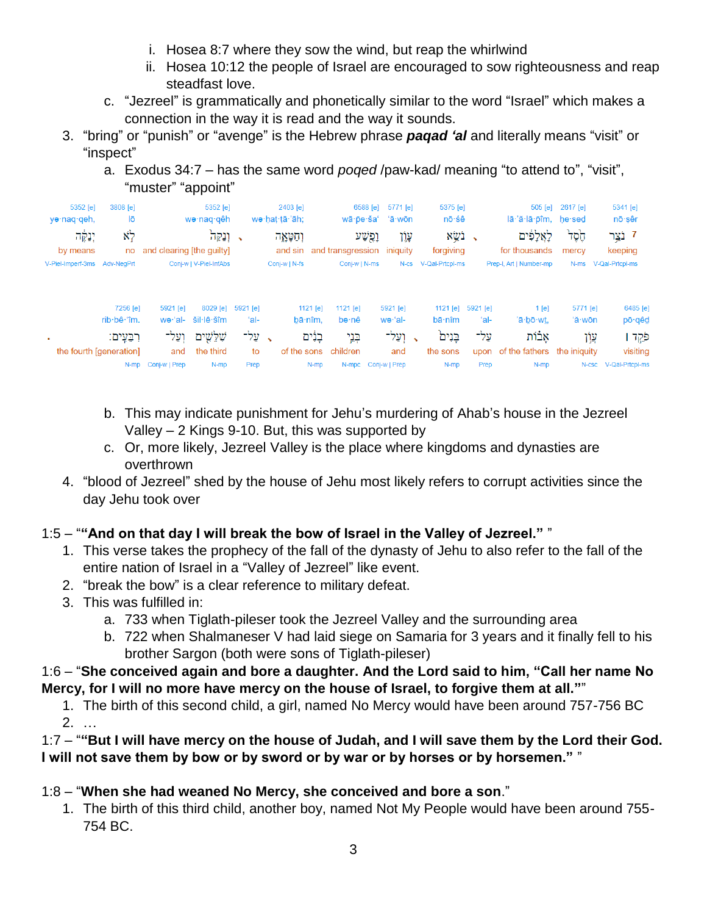i. Hosea 8:7 where they sow the wind, but reap the whirlwind
   ii. Hosea 10:12 the people of Israel are encouraged to sow righteousness and reap steadfast love.

  c. “Jezreel” is grammatically and phonetically similar to the word “Israel” which makes a connection in the way it is read and the way it sounds.

3. “bring” or “punish” or “avenge” is the Hebrew phrase ***paqad ‘al*** and literally means “visit” or “inspect”
   a. Exodus 34:7 – has the same word *poqed* /paw-kad/ meaning “to attend to”, “visit”, “muster” “appoint”

| 5341 [e] | 2617 [e] | 505 [e] | 5375 [e] | 5771 [e] | 6588 [e] | 2403 [e] | 5352 [e] | 3808 [e] | 5352 [e] |
|---|---|---|---|---|---|---|---|---|---|
| nō·ṣêr | ḥe·sed | lā·’ă·lā·p̄îm, | nō·śê | ‘ā·wōn | wā·p̄e·ša‘ | wə·ḥaṭ·ṭā·’āh; | wə·naq·qêh | lō | yə·naq·qeh, |
| 7 נֹצֵ֨ר | חֶ֜סֶד | לָאֲלָפִ֗ים | נֹשֵׂ֥א | עָוֺ֛ן | וָפֶ֖שַׁע | וְחַטָּאָ֑ה | וְנַקֵּה֙ | לֹ֣א | יְנַקֶּ֔ה |
| keeping | mercy | for thousands | forgiving | iniquity | and transgression | and sin | and clearing [the guilty] | no | by means |
| V-Qal-Prtcpl-ms | N-ms | Prep-l, Art \| Number-mp | V-Qal-Prtcpl-ms | N-cs | Conj-w \| N-ms | Conj-w \| N-fs | Conj-w \| V-Piel-InfAbs | Adv-NegPrt | V-Piel-Imperf-3ms |

| 6485 [e] | 5771 [e] | 1 [e] | 5921 [e] | 1121 [e] | 5921 [e] | 1121 [e] | 1121 [e] | 5921 [e] | 8029 [e] | 5921 [e] | 7256 [e] |
|---|---|---|---|---|---|---|---|---|---|---|---|
| pō·qêḏ | ‘ă·wōn | ’ā·ḇō·wṯ, | ‘al- | bā·nîm | wə·‘al- | bə·nê | bā·nîm, | ‘al- | šil·lê·šîm | wə·‘al- | rib·bê·‘îm. |
| פֹּקֵ֣ד ׀ | עֲוֺ֣ן | אָב֗וֹת | עַל־ | בָּנִים֙ | וְעַל־ | בְּנֵ֣י | בָנִ֔ים | עַל־ | שִׁלֵּשִׁ֖ים | וְעַל־ | רִבֵּעִֽים׃ |
| visiting | the iniquity | of the fathers | upon | the sons | and | children | of the sons | to | the third | and | the fourth [generation] |
| V-Qal-Prtcpl-ms | N-csc | N-mp | Prep | N-mp | Conj-w \| Prep | N-mpc | N-mp | Prep | N-mp | Conj-w \| Prep | N-mp |

   b. This may indicate punishment for Jehu’s murdering of Ahab’s house in the Jezreel Valley – 2 Kings 9-10. But, this was supported by
   c. Or, more likely, Jezreel Valley is the place where kingdoms and dynasties are overthrown

4. “blood of Jezreel” shed by the house of Jehu most likely refers to corrupt activities since the day Jehu took over

1:5 – ““**And on that day I will break the bow of Israel in the Valley of Jezreel.**” ”

1. This verse takes the prophecy of the fall of the dynasty of Jehu to also refer to the fall of the entire nation of Israel in a “Valley of Jezreel” like event.
2. “break the bow” is a clear reference to military defeat.
3. This was fulfilled in:
   a. 733 when Tiglath-pileser took the Jezreel Valley and the surrounding area
   b. 722 when Shalmaneser V had laid siege on Samaria for 3 years and it finally fell to his brother Sargon (both were sons of Tiglath-pileser)

1:6 – “**She conceived again and bore a daughter. And the Lord said to him, “Call her name No Mercy, for I will no more have mercy on the house of Israel, to forgive them at all.”**”

1. The birth of this second child, a girl, named No Mercy would have been around 757-756 BC
2. …

1:7 – ““**But I will have mercy on the house of Judah, and I will save them by the Lord their God. I will not save them by bow or by sword or by war or by horses or by horsemen.**” ”

1:8 – “**When she had weaned No Mercy, she conceived and bore a son**.”

1. The birth of this third child, another boy, named Not My People would have been around 755-754 BC.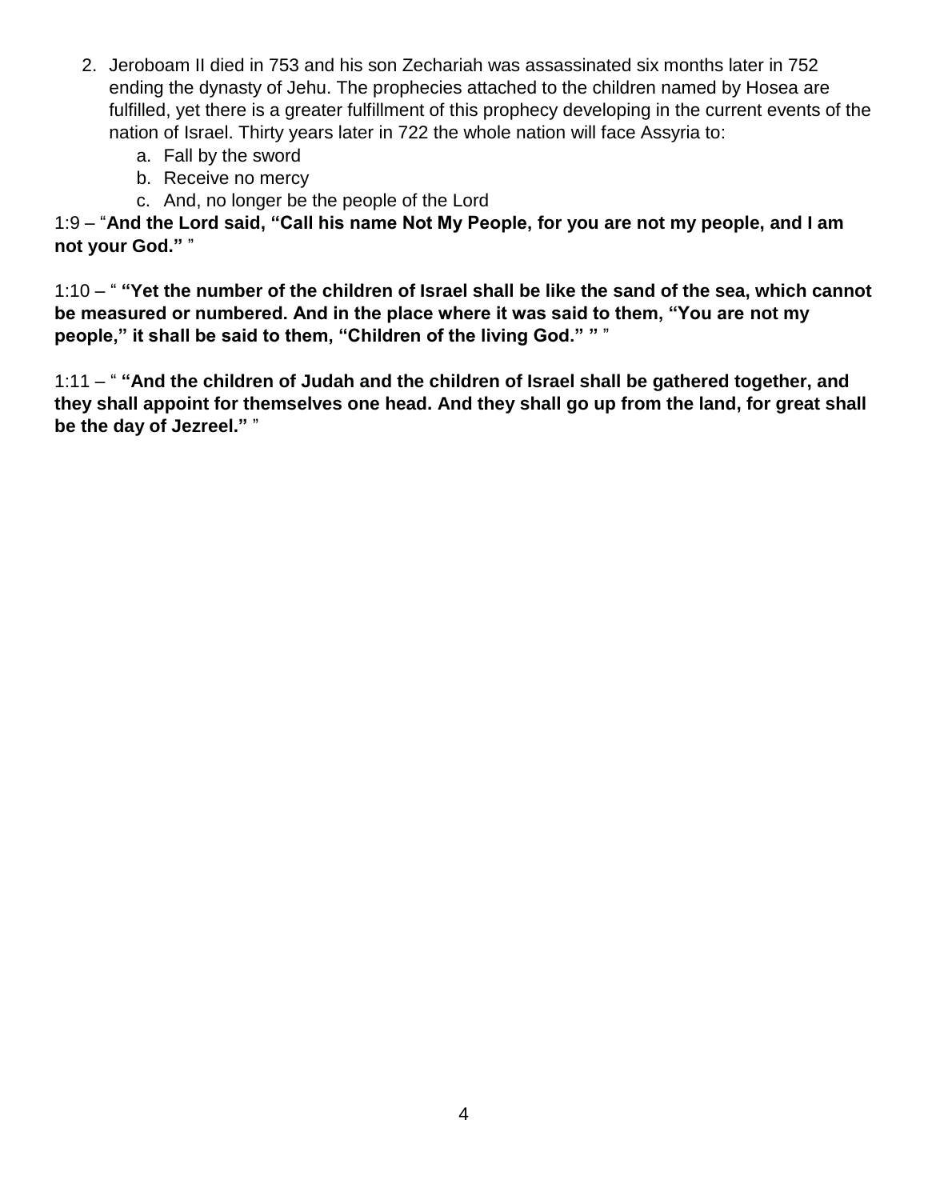2. Jeroboam II died in 753 and his son Zechariah was assassinated six months later in 752 ending the dynasty of Jehu. The prophecies attached to the children named by Hosea are fulfilled, yet there is a greater fulfillment of this prophecy developing in the current events of the nation of Israel. Thirty years later in 722 the whole nation will face Assyria to:
   a. Fall by the sword
   b. Receive no mercy
   c. And, no longer be the people of the Lord

1:9 – "**And the Lord said, "Call his name Not My People, for you are not my people, and I am not your God."** "

1:10 – " **"Yet the number of the children of Israel shall be like the sand of the sea, which cannot be measured or numbered. And in the place where it was said to them, "You are not my people," it shall be said to them, "Children of the living God." "** "

1:11 – " **"And the children of Judah and the children of Israel shall be gathered together, and they shall appoint for themselves one head. And they shall go up from the land, for great shall be the day of Jezreel."** "